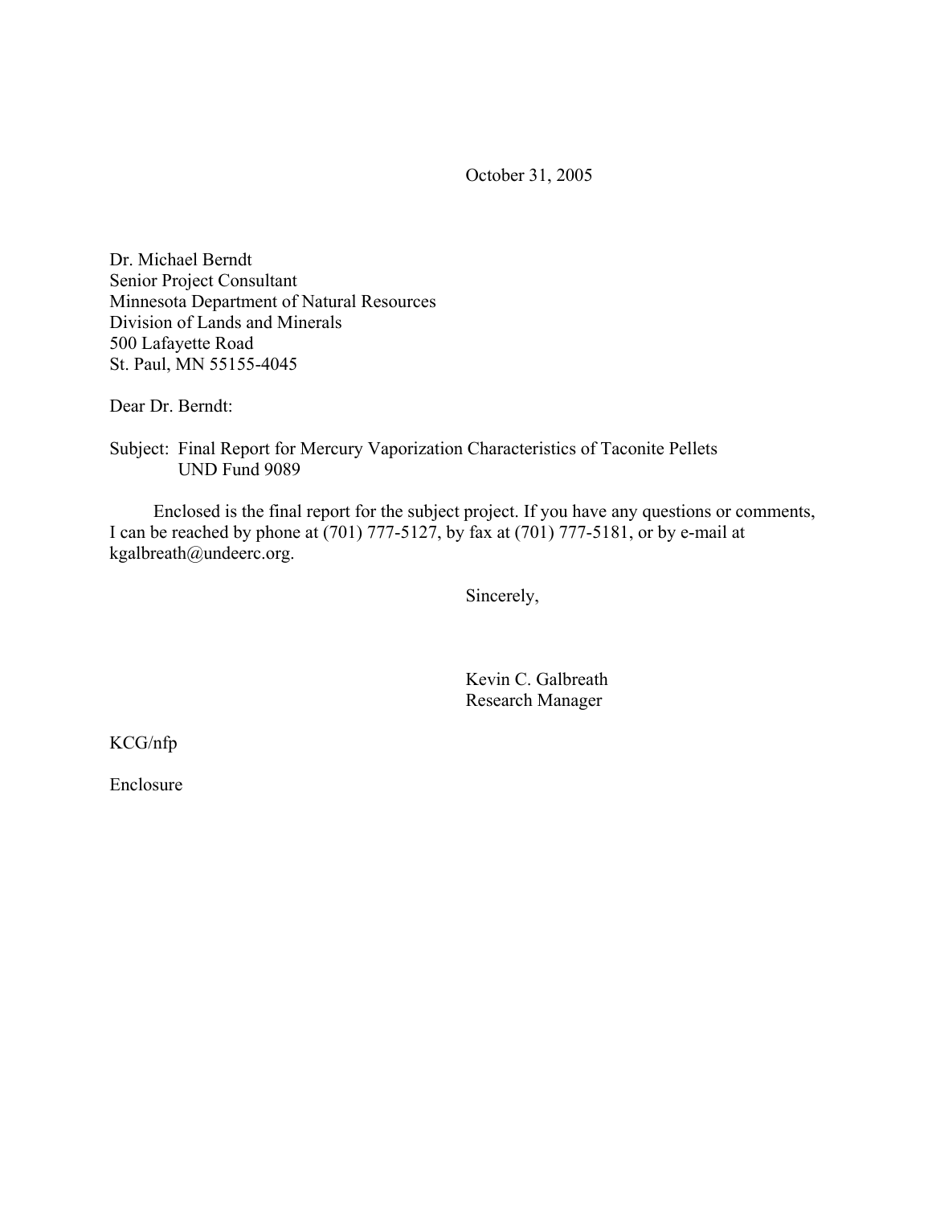October 31, 2005

Dr. Michael Berndt
Senior Project Consultant
Minnesota Department of Natural Resources
Division of Lands and Minerals
500 Lafayette Road
St. Paul, MN 55155-4045

Dear Dr. Berndt:

Subject: Final Report for Mercury Vaporization Characteristics of Taconite Pellets
UND Fund 9089

Enclosed is the final report for the subject project. If you have any questions or comments, I can be reached by phone at (701) 777-5127, by fax at (701) 777-5181, or by e-mail at kgalbreath@undeerc.org.

Sincerely,

Kevin C. Galbreath
Research Manager

KCG/nfp

Enclosure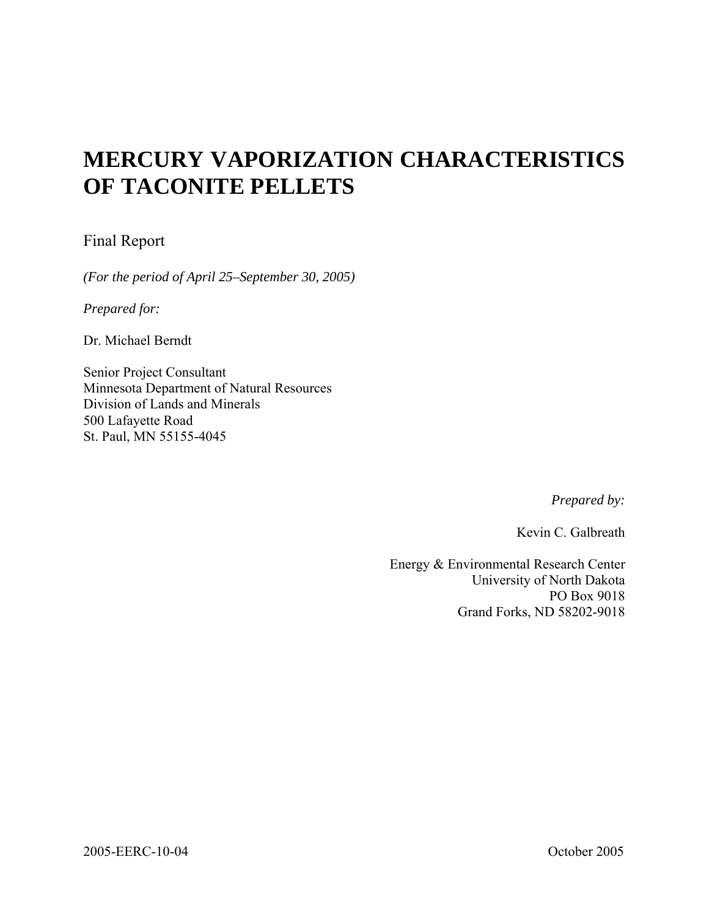# MERCURY VAPORIZATION CHARACTERISTICS OF TACONITE PELLETS

Final Report

*(For the period of April 25–September 30, 2005)*

*Prepared for:*

Dr. Michael Berndt

Senior Project Consultant
Minnesota Department of Natural Resources
Division of Lands and Minerals
500 Lafayette Road
St. Paul, MN 55155-4045

*Prepared by:*

Kevin C. Galbreath

Energy & Environmental Research Center
University of North Dakota
PO Box 9018
Grand Forks, ND 58202-9018

2005-EERC-10-04

October 2005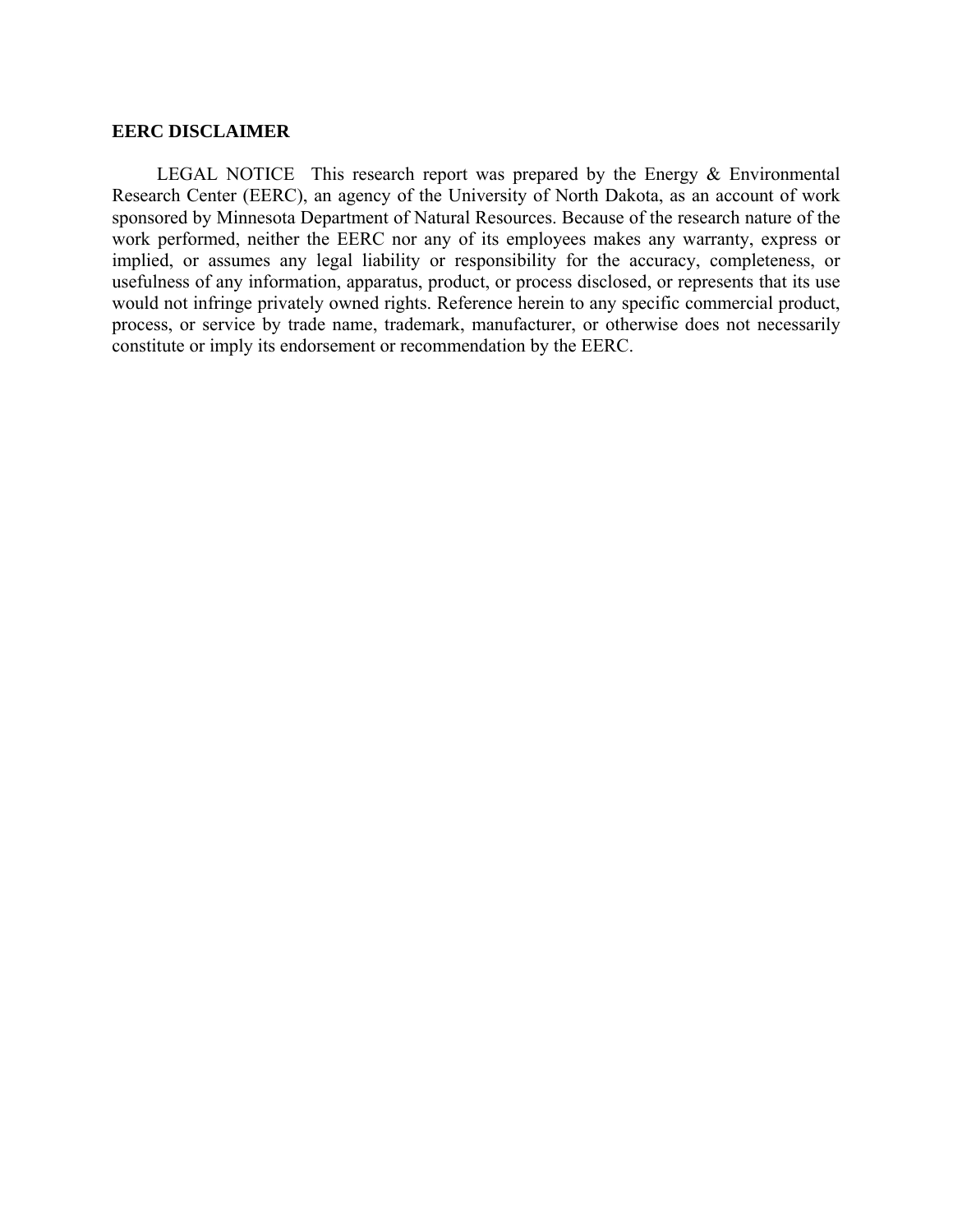## EERC DISCLAIMER

LEGAL NOTICE This research report was prepared by the Energy & Environmental Research Center (EERC), an agency of the University of North Dakota, as an account of work sponsored by Minnesota Department of Natural Resources. Because of the research nature of the work performed, neither the EERC nor any of its employees makes any warranty, express or implied, or assumes any legal liability or responsibility for the accuracy, completeness, or usefulness of any information, apparatus, product, or process disclosed, or represents that its use would not infringe privately owned rights. Reference herein to any specific commercial product, process, or service by trade name, trademark, manufacturer, or otherwise does not necessarily constitute or imply its endorsement or recommendation by the EERC.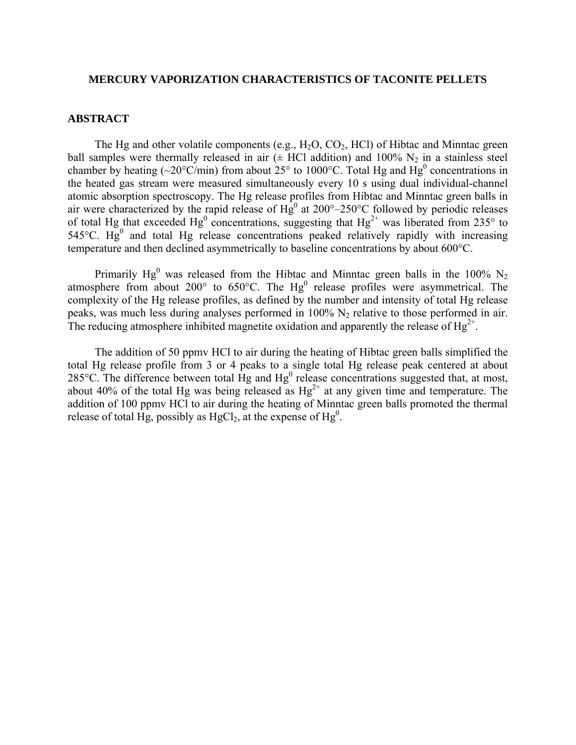# MERCURY VAPORIZATION CHARACTERISTICS OF TACONITE PELLETS

## ABSTRACT

The Hg and other volatile components (e.g., $H_2O$, $CO_2$, HCl) of Hibtac and Minntac green ball samples were thermally released in air (± HCl addition) and 100% $N_2$ in a stainless steel chamber by heating (~20°C/min) from about 25° to 1000°C. Total Hg and $Hg^0$ concentrations in the heated gas stream were measured simultaneously every 10 s using dual individual-channel atomic absorption spectroscopy. The Hg release profiles from Hibtac and Minntac green balls in air were characterized by the rapid release of $Hg^0$ at 200°–250°C followed by periodic releases of total Hg that exceeded $Hg^0$ concentrations, suggesting that $Hg^{2+}$ was liberated from 235° to 545°C. $Hg^0$ and total Hg release concentrations peaked relatively rapidly with increasing temperature and then declined asymmetrically to baseline concentrations by about 600°C.

Primarily $Hg^0$ was released from the Hibtac and Minntac green balls in the 100% $N_2$ atmosphere from about 200° to 650°C. The $Hg^0$ release profiles were asymmetrical. The complexity of the Hg release profiles, as defined by the number and intensity of total Hg release peaks, was much less during analyses performed in 100% $N_2$ relative to those performed in air. The reducing atmosphere inhibited magnetite oxidation and apparently the release of $Hg^{2+}$.

The addition of 50 ppmv HCl to air during the heating of Hibtac green balls simplified the total Hg release profile from 3 or 4 peaks to a single total Hg release peak centered at about 285°C. The difference between total Hg and $Hg^0$ release concentrations suggested that, at most, about 40% of the total Hg was being released as $Hg^{2+}$ at any given time and temperature. The addition of 100 ppmv HCl to air during the heating of Minntac green balls promoted the thermal release of total Hg, possibly as $HgCl_2$, at the expense of $Hg^0$.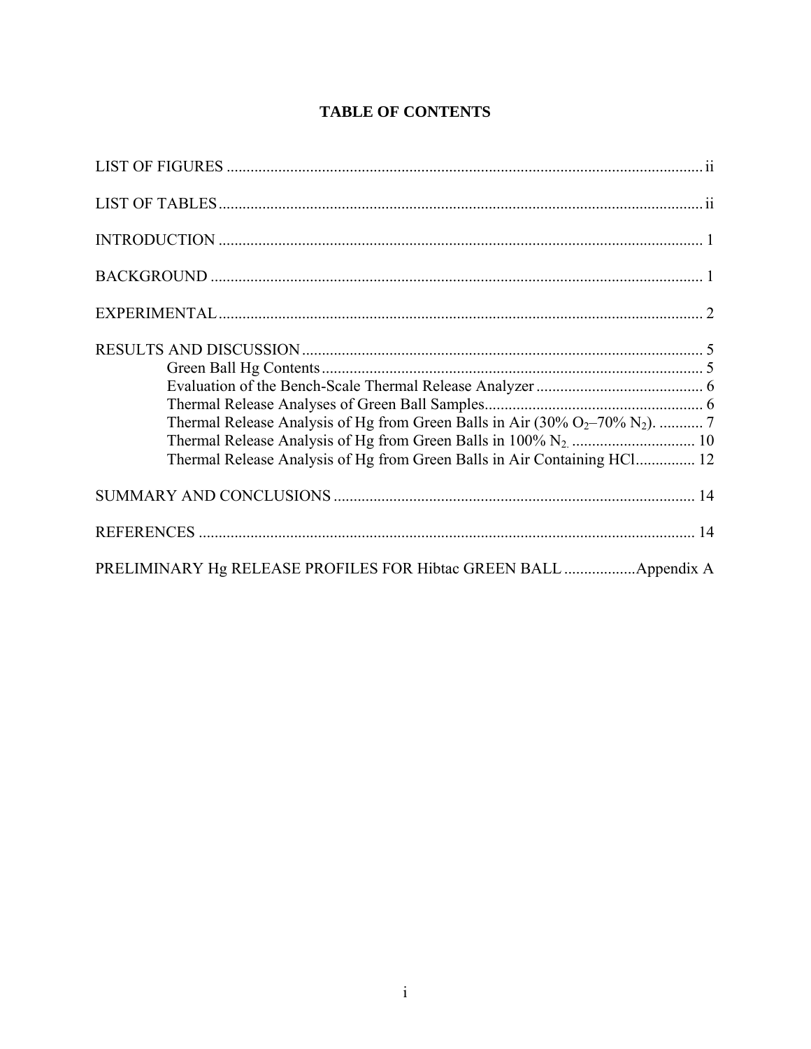# TABLE OF CONTENTS

LIST OF FIGURES ........................................................................................................................ ii

LIST OF TABLES......................................................................................................................... ii

INTRODUCTION .......................................................................................................................... 1

BACKGROUND ............................................................................................................................ 1

EXPERIMENTAL.......................................................................................................................... 2

RESULTS AND DISCUSSION ..................................................................................................... 5

- Green Ball Hg Contents ................................................................................................ 5
- Evaluation of the Bench-Scale Thermal Release Analyzer ........................................... 6
- Thermal Release Analyses of Green Ball Samples....................................................... 6
- Thermal Release Analysis of Hg from Green Balls in Air (30% $O_2$–70% $N_2$). ........... 7
- Thermal Release Analysis of Hg from Green Balls in 100% $N_2$. ............................... 10
- Thermal Release Analysis of Hg from Green Balls in Air Containing HCl............... 12

SUMMARY AND CONCLUSIONS ........................................................................................... 14

REFERENCES ............................................................................................................................. 14

PRELIMINARY Hg RELEASE PROFILES FOR Hibtac GREEN BALL ..................Appendix A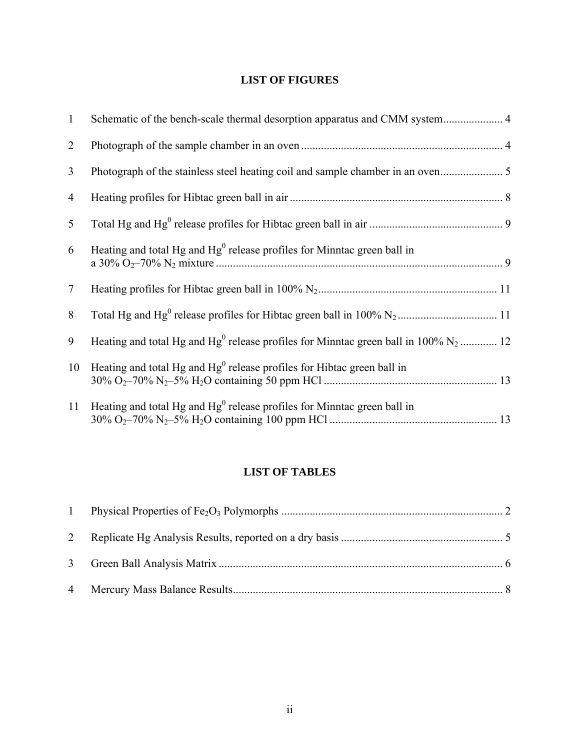## LIST OF FIGURES

1 Schematic of the bench-scale thermal desorption apparatus and CMM system ..................... 4

2 Photograph of the sample chamber in an oven ...................................................................... 4

3 Photograph of the stainless steel heating coil and sample chamber in an oven ...................... 5

4 Heating profiles for Hibtac green ball in air ........................................................................... 8

5 Total Hg and $Hg^0$ release profiles for Hibtac green ball in air ............................................... 9

6 Heating and total Hg and $Hg^0$ release profiles for Minntac green ball in a 30% $O_2$–70% $N_2$ mixture ..................................................................................................... 9

7 Heating profiles for Hibtac green ball in 100% $N_2$ .............................................................. 11

8 Total Hg and $Hg^0$ release profiles for Hibtac green ball in 100% $N_2$ ................................... 11

9 Heating and total Hg and $Hg^0$ release profiles for Minntac green ball in 100% $N_2$ ............ 12

10 Heating and total Hg and $Hg^0$ release profiles for Hibtac green ball in 30% $O_2$–70% $N_2$–5% $H_2O$ containing 50 ppm HCl ............................................................ 13

11 Heating and total Hg and $Hg^0$ release profiles for Minntac green ball in 30% $O_2$–70% $N_2$–5% $H_2O$ containing 100 ppm HCl .......................................................... 13

## LIST OF TABLES

1 Physical Properties of $Fe_2O_3$ Polymorphs ............................................................................. 2

2 Replicate Hg Analysis Results, reported on a dry basis ........................................................ 5

3 Green Ball Analysis Matrix .................................................................................................... 6

4 Mercury Mass Balance Results............................................................................................... 8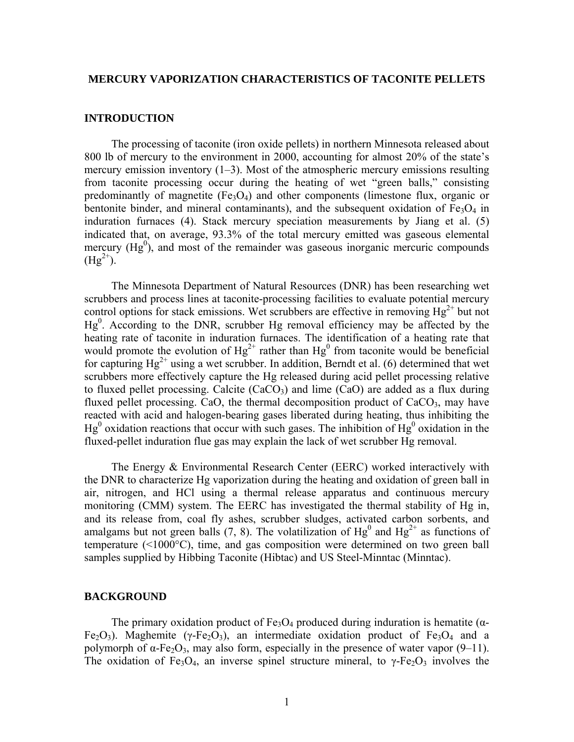# MERCURY VAPORIZATION CHARACTERISTICS OF TACONITE PELLETS

## INTRODUCTION

The processing of taconite (iron oxide pellets) in northern Minnesota released about 800 lb of mercury to the environment in 2000, accounting for almost 20% of the state's mercury emission inventory (1–3). Most of the atmospheric mercury emissions resulting from taconite processing occur during the heating of wet "green balls," consisting predominantly of magnetite ($Fe_3O_4$) and other components (limestone flux, organic or bentonite binder, and mineral contaminants), and the subsequent oxidation of $Fe_3O_4$ in induration furnaces (4). Stack mercury speciation measurements by Jiang et al. (5) indicated that, on average, 93.3% of the total mercury emitted was gaseous elemental mercury ($Hg^0$), and most of the remainder was gaseous inorganic mercuric compounds ($Hg^{2+}$).

The Minnesota Department of Natural Resources (DNR) has been researching wet scrubbers and process lines at taconite-processing facilities to evaluate potential mercury control options for stack emissions. Wet scrubbers are effective in removing $Hg^{2+}$ but not $Hg^0$. According to the DNR, scrubber Hg removal efficiency may be affected by the heating rate of taconite in induration furnaces. The identification of a heating rate that would promote the evolution of $Hg^{2+}$ rather than $Hg^0$ from taconite would be beneficial for capturing $Hg^{2+}$ using a wet scrubber. In addition, Berndt et al. (6) determined that wet scrubbers more effectively capture the Hg released during acid pellet processing relative to fluxed pellet processing. Calcite ($CaCO_3$) and lime (CaO) are added as a flux during fluxed pellet processing. CaO, the thermal decomposition product of $CaCO_3$, may have reacted with acid and halogen-bearing gases liberated during heating, thus inhibiting the $Hg^0$ oxidation reactions that occur with such gases. The inhibition of $Hg^0$ oxidation in the fluxed-pellet induration flue gas may explain the lack of wet scrubber Hg removal.

The Energy & Environmental Research Center (EERC) worked interactively with the DNR to characterize Hg vaporization during the heating and oxidation of green ball in air, nitrogen, and HCl using a thermal release apparatus and continuous mercury monitoring (CMM) system. The EERC has investigated the thermal stability of Hg in, and its release from, coal fly ashes, scrubber sludges, activated carbon sorbents, and amalgams but not green balls (7, 8). The volatilization of $Hg^0$ and $Hg^{2+}$ as functions of temperature (<1000°C), time, and gas composition were determined on two green ball samples supplied by Hibbing Taconite (Hibtac) and US Steel-Minntac (Minntac).

## BACKGROUND

The primary oxidation product of $Fe_3O_4$ produced during induration is hematite ($\alpha$-$Fe_2O_3$). Maghemite ($\gamma$-$Fe_2O_3$), an intermediate oxidation product of $Fe_3O_4$ and a polymorph of $\alpha$-$Fe_2O_3$, may also form, especially in the presence of water vapor (9–11). The oxidation of $Fe_3O_4$, an inverse spinel structure mineral, to $\gamma$-$Fe_2O_3$ involves the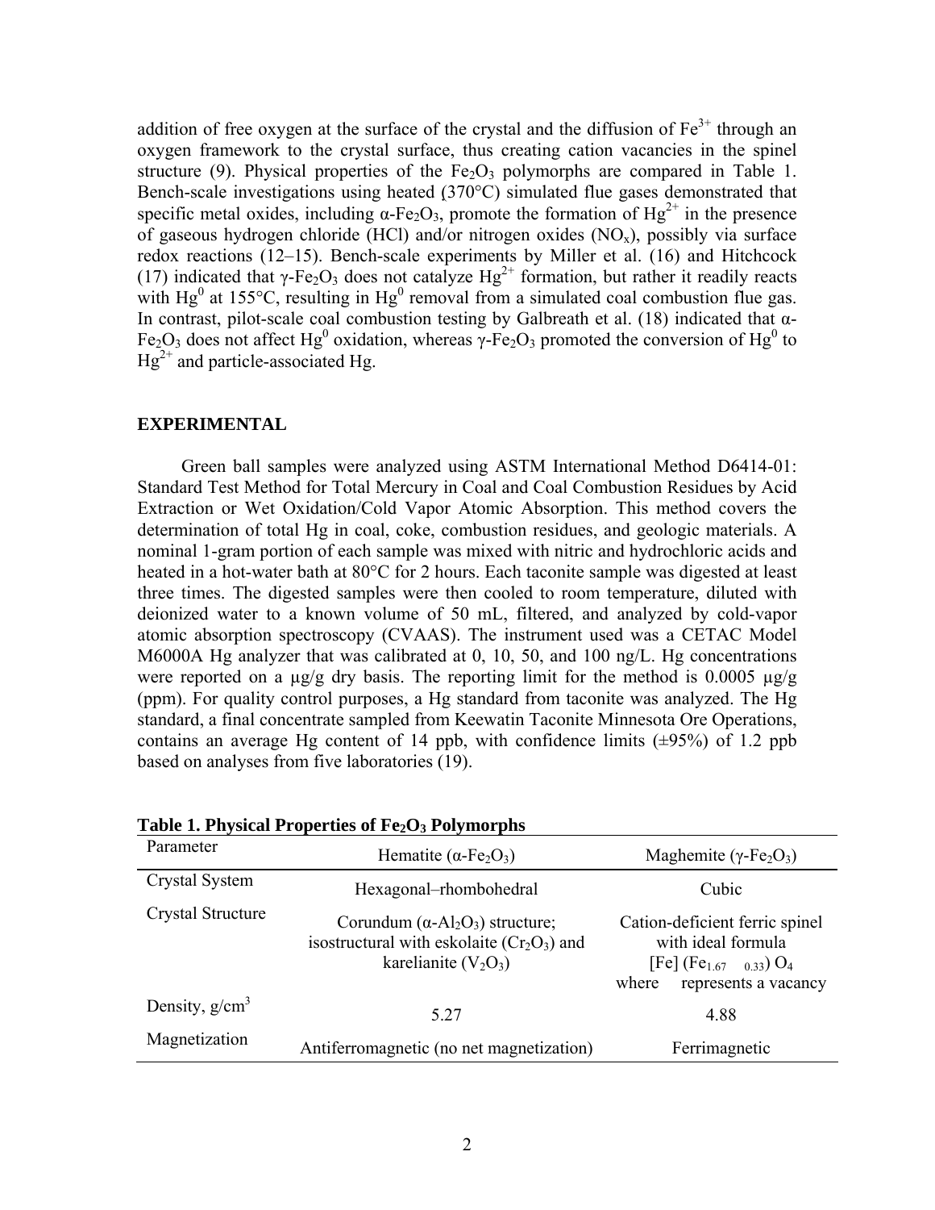addition of free oxygen at the surface of the crystal and the diffusion of $Fe^{3+}$ through an oxygen framework to the crystal surface, thus creating cation vacancies in the spinel structure (9). Physical properties of the $Fe_2O_3$ polymorphs are compared in Table 1. Bench-scale investigations using heated (370°C) simulated flue gases demonstrated that specific metal oxides, including α-$Fe_2O_3$, promote the formation of $Hg^{2+}$ in the presence of gaseous hydrogen chloride (HCl) and/or nitrogen oxides ($NO_x$), possibly via surface redox reactions (12–15). Bench-scale experiments by Miller et al. (16) and Hitchcock (17) indicated that γ-$Fe_2O_3$ does not catalyze $Hg^{2+}$ formation, but rather it readily reacts with $Hg^0$ at 155°C, resulting in $Hg^0$ removal from a simulated coal combustion flue gas. In contrast, pilot-scale coal combustion testing by Galbreath et al. (18) indicated that α-$Fe_2O_3$ does not affect $Hg^0$ oxidation, whereas γ-$Fe_2O_3$ promoted the conversion of $Hg^0$ to $Hg^{2+}$ and particle-associated Hg.

## EXPERIMENTAL

Green ball samples were analyzed using ASTM International Method D6414-01: Standard Test Method for Total Mercury in Coal and Coal Combustion Residues by Acid Extraction or Wet Oxidation/Cold Vapor Atomic Absorption. This method covers the determination of total Hg in coal, coke, combustion residues, and geologic materials. A nominal 1-gram portion of each sample was mixed with nitric and hydrochloric acids and heated in a hot-water bath at 80°C for 2 hours. Each taconite sample was digested at least three times. The digested samples were then cooled to room temperature, diluted with deionized water to a known volume of 50 mL, filtered, and analyzed by cold-vapor atomic absorption spectroscopy (CVAAS). The instrument used was a CETAC Model M6000A Hg analyzer that was calibrated at 0, 10, 50, and 100 ng/L. Hg concentrations were reported on a µg/g dry basis. The reporting limit for the method is 0.0005 µg/g (ppm). For quality control purposes, a Hg standard from taconite was analyzed. The Hg standard, a final concentrate sampled from Keewatin Taconite Minnesota Ore Operations, contains an average Hg content of 14 ppb, with confidence limits (±95%) of 1.2 ppb based on analyses from five laboratories (19).

**Table 1. Physical Properties of $Fe_2O_3$ Polymorphs**

| Parameter | Hematite (α-$Fe_2O_3$) | Maghemite (γ-$Fe_2O_3$) |
|---|---|---|
| Crystal System | Hexagonal–rhombohedral | Cubic |
| Crystal Structure | Corundum (α-$Al_2O_3$) structure; isostructural with eskolaite ($Cr_2O_3$) and karelianite ($V_2O_3$) | Cation-deficient ferric spinel with ideal formula [Fe] ($Fe_{1.67}$ $_{0.33}$) $O_4$ where represents a vacancy |
| Density, $g/cm^3$ | 5.27 | 4.88 |
| Magnetization | Antiferromagnetic (no net magnetization) | Ferrimagnetic |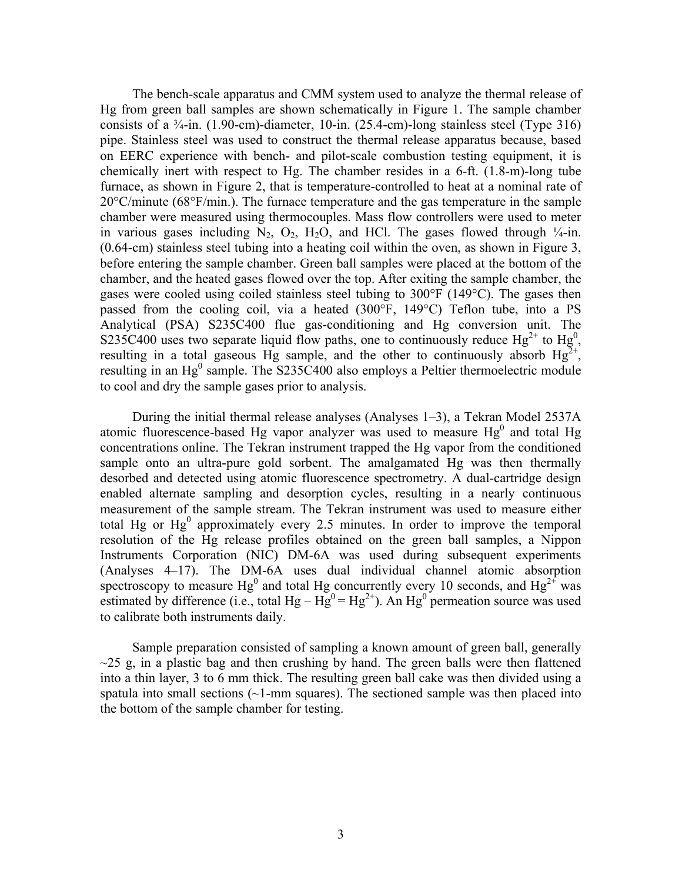The bench-scale apparatus and CMM system used to analyze the thermal release of Hg from green ball samples are shown schematically in Figure 1. The sample chamber consists of a ¾-in. (1.90-cm)-diameter, 10-in. (25.4-cm)-long stainless steel (Type 316) pipe. Stainless steel was used to construct the thermal release apparatus because, based on EERC experience with bench- and pilot-scale combustion testing equipment, it is chemically inert with respect to Hg. The chamber resides in a 6-ft. (1.8-m)-long tube furnace, as shown in Figure 2, that is temperature-controlled to heat at a nominal rate of 20°C/minute (68°F/min.). The furnace temperature and the gas temperature in the sample chamber were measured using thermocouples. Mass flow controllers were used to meter in various gases including $N_2$, $O_2$, $H_2O$, and HCl. The gases flowed through ¼-in. (0.64-cm) stainless steel tubing into a heating coil within the oven, as shown in Figure 3, before entering the sample chamber. Green ball samples were placed at the bottom of the chamber, and the heated gases flowed over the top. After exiting the sample chamber, the gases were cooled using coiled stainless steel tubing to 300°F (149°C). The gases then passed from the cooling coil, via a heated (300°F, 149°C) Teflon tube, into a PS Analytical (PSA) S235C400 flue gas-conditioning and Hg conversion unit. The S235C400 uses two separate liquid flow paths, one to continuously reduce $Hg^{2+}$ to $Hg^0$, resulting in a total gaseous Hg sample, and the other to continuously absorb $Hg^{2+}$, resulting in an $Hg^0$ sample. The S235C400 also employs a Peltier thermoelectric module to cool and dry the sample gases prior to analysis.

During the initial thermal release analyses (Analyses 1–3), a Tekran Model 2537A atomic fluorescence-based Hg vapor analyzer was used to measure $Hg^0$ and total Hg concentrations online. The Tekran instrument trapped the Hg vapor from the conditioned sample onto an ultra-pure gold sorbent. The amalgamated Hg was then thermally desorbed and detected using atomic fluorescence spectrometry. A dual-cartridge design enabled alternate sampling and desorption cycles, resulting in a nearly continuous measurement of the sample stream. The Tekran instrument was used to measure either total Hg or $Hg^0$ approximately every 2.5 minutes. In order to improve the temporal resolution of the Hg release profiles obtained on the green ball samples, a Nippon Instruments Corporation (NIC) DM-6A was used during subsequent experiments (Analyses 4–17). The DM-6A uses dual individual channel atomic absorption spectroscopy to measure $Hg^0$ and total Hg concurrently every 10 seconds, and $Hg^{2+}$ was estimated by difference (i.e., total Hg – $Hg^0$ = $Hg^{2+}$). An $Hg^0$ permeation source was used to calibrate both instruments daily.

Sample preparation consisted of sampling a known amount of green ball, generally ~25 g, in a plastic bag and then crushing by hand. The green balls were then flattened into a thin layer, 3 to 6 mm thick. The resulting green ball cake was then divided using a spatula into small sections (~1-mm squares). The sectioned sample was then placed into the bottom of the sample chamber for testing.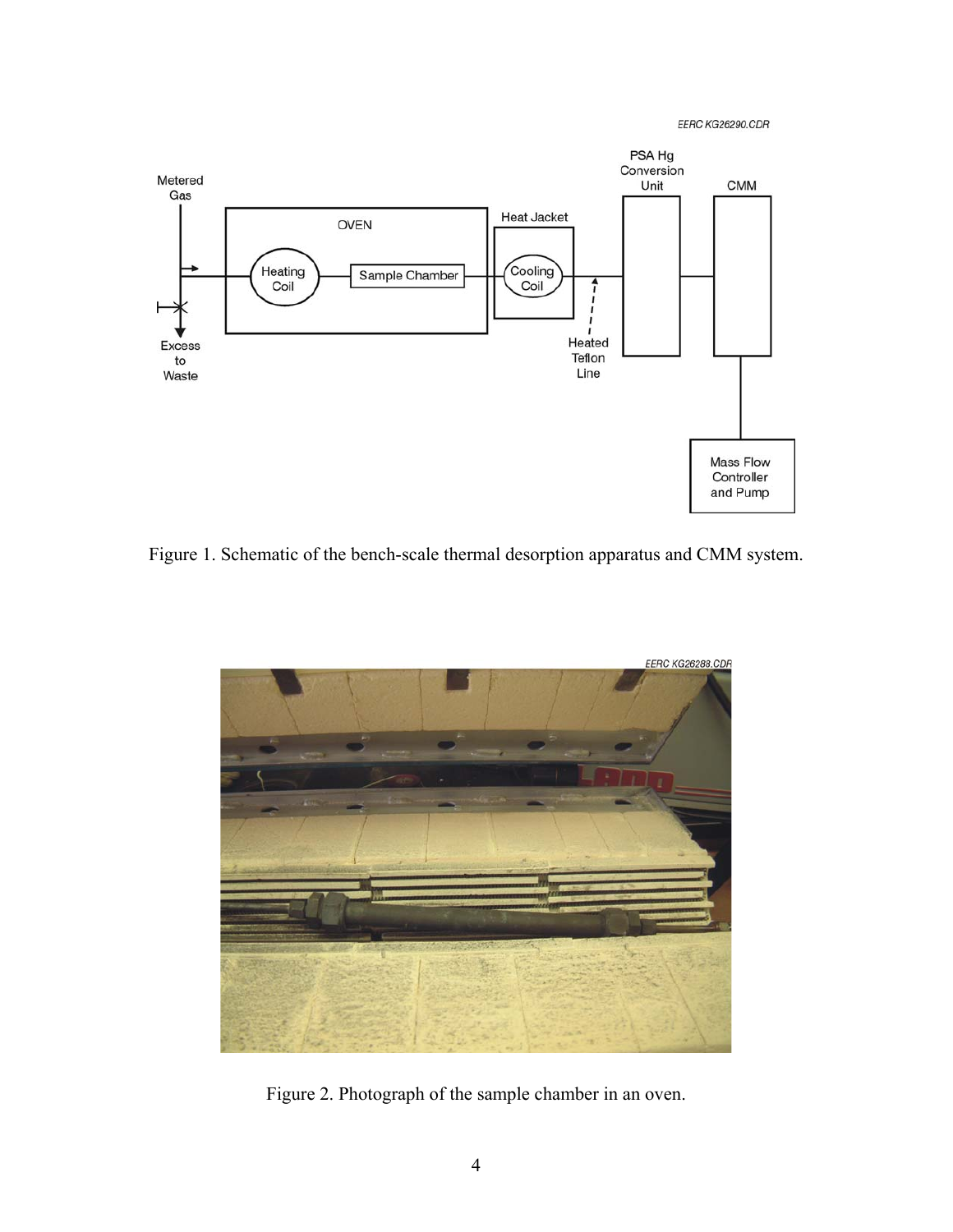Figure 1. Schematic of the bench-scale thermal desorption apparatus and CMM system.

Figure 2. Photograph of the sample chamber in an oven.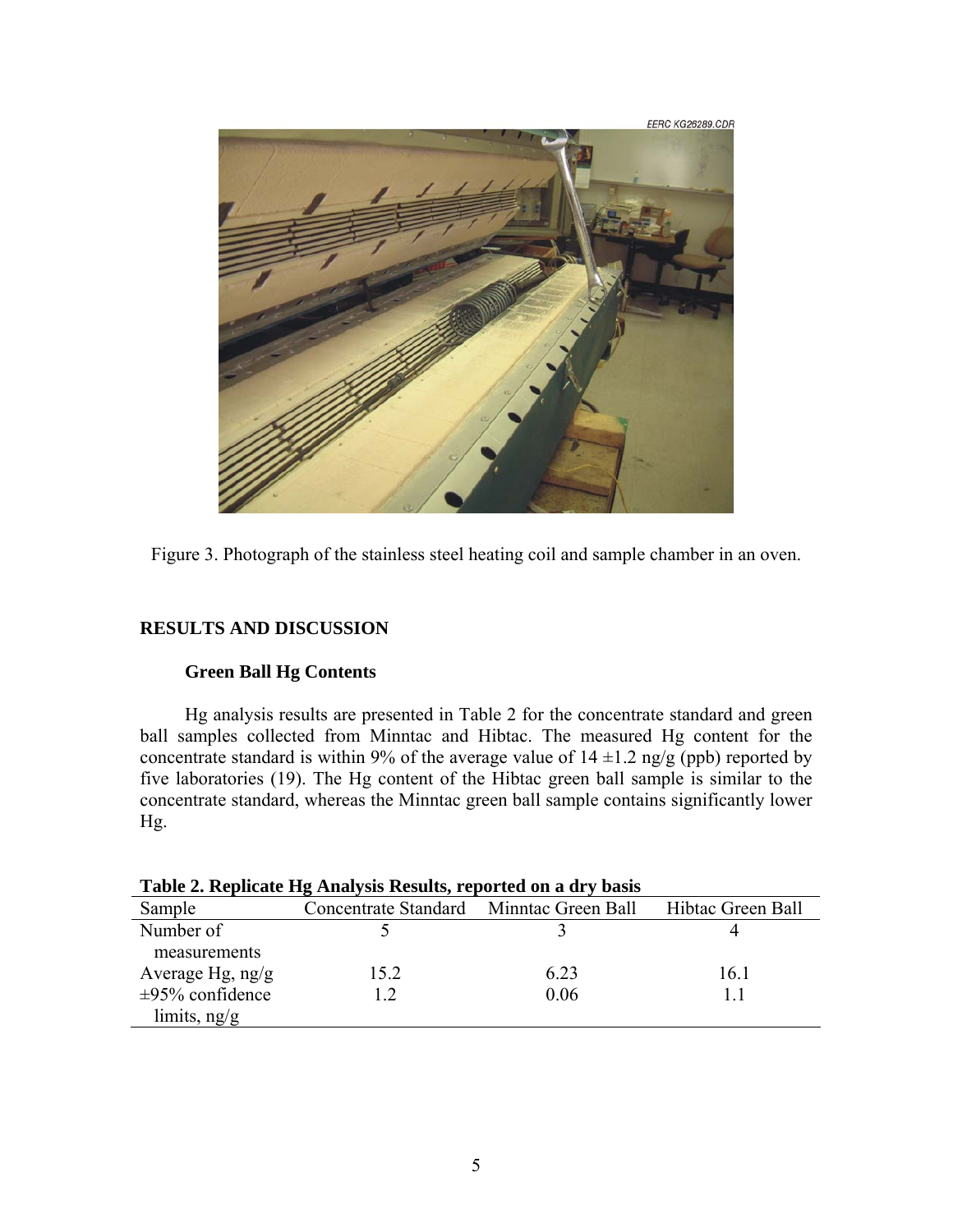Figure 3. Photograph of the stainless steel heating coil and sample chamber in an oven.

## RESULTS AND DISCUSSION

### Green Ball Hg Contents

Hg analysis results are presented in Table 2 for the concentrate standard and green ball samples collected from Minntac and Hibtac. The measured Hg content for the concentrate standard is within 9% of the average value of 14 ±1.2 ng/g (ppb) reported by five laboratories (19). The Hg content of the Hibtac green ball sample is similar to the concentrate standard, whereas the Minntac green ball sample contains significantly lower Hg.

**Table 2. Replicate Hg Analysis Results, reported on a dry basis**

| Sample | Concentrate Standard | Minntac Green Ball | Hibtac Green Ball |
|---|---|---|---|
| Number of measurements | 5 | 3 | 4 |
| Average Hg, ng/g | 15.2 | 6.23 | 16.1 |
| ±95% confidence limits, ng/g | 1.2 | 0.06 | 1.1 |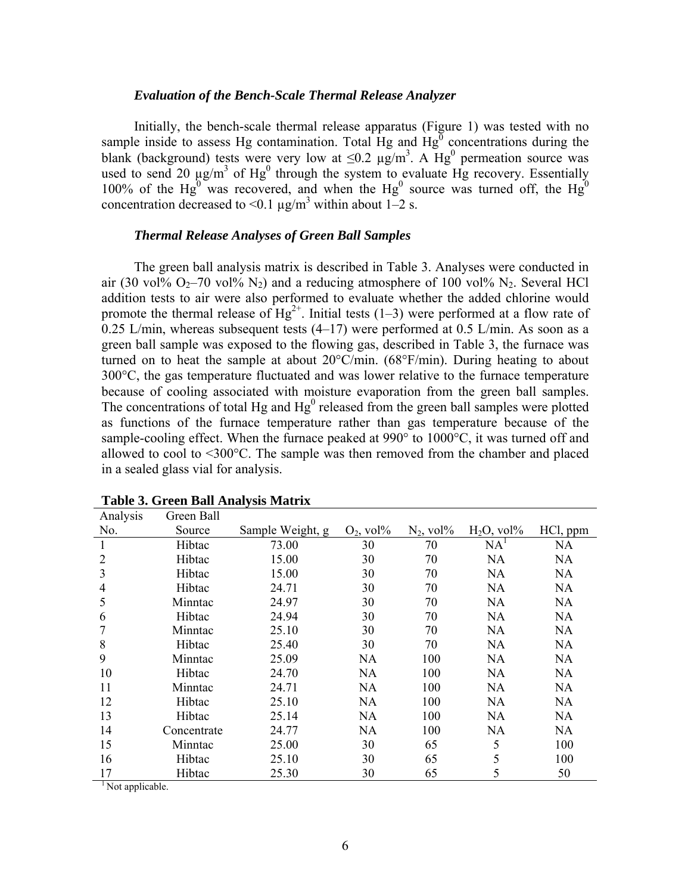### *Evaluation of the Bench-Scale Thermal Release Analyzer*

Initially, the bench-scale thermal release apparatus (Figure 1) was tested with no sample inside to assess Hg contamination. Total Hg and $Hg^0$ concentrations during the blank (background) tests were very low at ≤0.2 μg/m$^3$. A $Hg^0$ permeation source was used to send 20 μg/m$^3$ of $Hg^0$ through the system to evaluate Hg recovery. Essentially 100% of the $Hg^0$ was recovered, and when the $Hg^0$ source was turned off, the $Hg^0$ concentration decreased to <0.1 μg/m$^3$ within about 1–2 s.

### *Thermal Release Analyses of Green Ball Samples*

The green ball analysis matrix is described in Table 3. Analyses were conducted in air (30 vol% $O_2$–70 vol% $N_2$) and a reducing atmosphere of 100 vol% $N_2$. Several HCl addition tests to air were also performed to evaluate whether the added chlorine would promote the thermal release of $Hg^{2+}$. Initial tests (1–3) were performed at a flow rate of 0.25 L/min, whereas subsequent tests (4–17) were performed at 0.5 L/min. As soon as a green ball sample was exposed to the flowing gas, described in Table 3, the furnace was turned on to heat the sample at about 20°C/min. (68°F/min). During heating to about 300°C, the gas temperature fluctuated and was lower relative to the furnace temperature because of cooling associated with moisture evaporation from the green ball samples. The concentrations of total Hg and $Hg^0$ released from the green ball samples were plotted as functions of the furnace temperature rather than gas temperature because of the sample-cooling effect. When the furnace peaked at 990° to 1000°C, it was turned off and allowed to cool to <300°C. The sample was then removed from the chamber and placed in a sealed glass vial for analysis.

**Table 3. Green Ball Analysis Matrix**

| Analysis No. | Green Ball Source | Sample Weight, g | $O_2$, vol% | $N_2$, vol% | $H_2O$, vol% | HCl, ppm |
|---|---|---|---|---|---|---|
| 1 | Hibtac | 73.00 | 30 | 70 | NA[1] | NA |
| 2 | Hibtac | 15.00 | 30 | 70 | NA | NA |
| 3 | Hibtac | 15.00 | 30 | 70 | NA | NA |
| 4 | Hibtac | 24.71 | 30 | 70 | NA | NA |
| 5 | Minntac | 24.97 | 30 | 70 | NA | NA |
| 6 | Hibtac | 24.94 | 30 | 70 | NA | NA |
| 7 | Minntac | 25.10 | 30 | 70 | NA | NA |
| 8 | Hibtac | 25.40 | 30 | 70 | NA | NA |
| 9 | Minntac | 25.09 | NA | 100 | NA | NA |
| 10 | Hibtac | 24.70 | NA | 100 | NA | NA |
| 11 | Minntac | 24.71 | NA | 100 | NA | NA |
| 12 | Hibtac | 25.10 | NA | 100 | NA | NA |
| 13 | Hibtac | 25.14 | NA | 100 | NA | NA |
| 14 | Concentrate | 24.77 | NA | 100 | NA | NA |
| 15 | Minntac | 25.00 | 30 | 65 | 5 | 100 |
| 16 | Hibtac | 25.10 | 30 | 65 | 5 | 100 |
| 17 | Hibtac | 25.30 | 30 | 65 | 5 | 50 |

[1] Not applicable.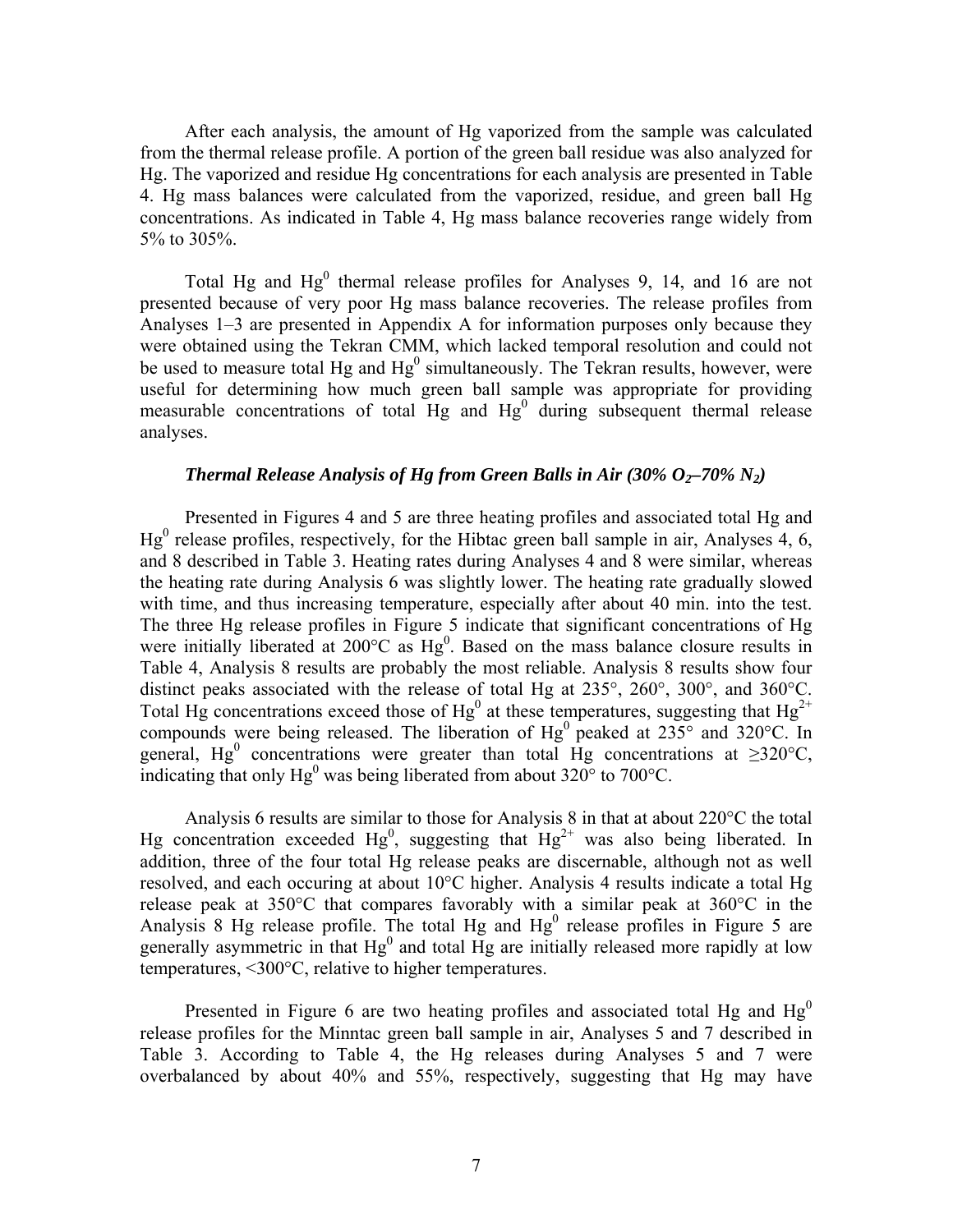After each analysis, the amount of Hg vaporized from the sample was calculated from the thermal release profile. A portion of the green ball residue was also analyzed for Hg. The vaporized and residue Hg concentrations for each analysis are presented in Table 4. Hg mass balances were calculated from the vaporized, residue, and green ball Hg concentrations. As indicated in Table 4, Hg mass balance recoveries range widely from 5% to 305%.

Total Hg and $Hg^0$ thermal release profiles for Analyses 9, 14, and 16 are not presented because of very poor Hg mass balance recoveries. The release profiles from Analyses 1–3 are presented in Appendix A for information purposes only because they were obtained using the Tekran CMM, which lacked temporal resolution and could not be used to measure total Hg and $Hg^0$ simultaneously. The Tekran results, however, were useful for determining how much green ball sample was appropriate for providing measurable concentrations of total Hg and $Hg^0$ during subsequent thermal release analyses.

### *Thermal Release Analysis of Hg from Green Balls in Air (30% $O_2$–70% $N_2$)*

Presented in Figures 4 and 5 are three heating profiles and associated total Hg and $Hg^0$ release profiles, respectively, for the Hibtac green ball sample in air, Analyses 4, 6, and 8 described in Table 3. Heating rates during Analyses 4 and 8 were similar, whereas the heating rate during Analysis 6 was slightly lower. The heating rate gradually slowed with time, and thus increasing temperature, especially after about 40 min. into the test. The three Hg release profiles in Figure 5 indicate that significant concentrations of Hg were initially liberated at 200°C as $Hg^0$. Based on the mass balance closure results in Table 4, Analysis 8 results are probably the most reliable. Analysis 8 results show four distinct peaks associated with the release of total Hg at 235°, 260°, 300°, and 360°C. Total Hg concentrations exceed those of $Hg^0$ at these temperatures, suggesting that $Hg^{2+}$ compounds were being released. The liberation of $Hg^0$ peaked at 235° and 320°C. In general, $Hg^0$ concentrations were greater than total Hg concentrations at ≥320°C, indicating that only $Hg^0$ was being liberated from about 320° to 700°C.

Analysis 6 results are similar to those for Analysis 8 in that at about 220°C the total Hg concentration exceeded $Hg^0$, suggesting that $Hg^{2+}$ was also being liberated. In addition, three of the four total Hg release peaks are discernable, although not as well resolved, and each occuring at about 10°C higher. Analysis 4 results indicate a total Hg release peak at 350°C that compares favorably with a similar peak at 360°C in the Analysis 8 Hg release profile. The total Hg and $Hg^0$ release profiles in Figure 5 are generally asymmetric in that $Hg^0$ and total Hg are initially released more rapidly at low temperatures, <300°C, relative to higher temperatures.

Presented in Figure 6 are two heating profiles and associated total Hg and $Hg^0$ release profiles for the Minntac green ball sample in air, Analyses 5 and 7 described in Table 3. According to Table 4, the Hg releases during Analyses 5 and 7 were overbalanced by about 40% and 55%, respectively, suggesting that Hg may have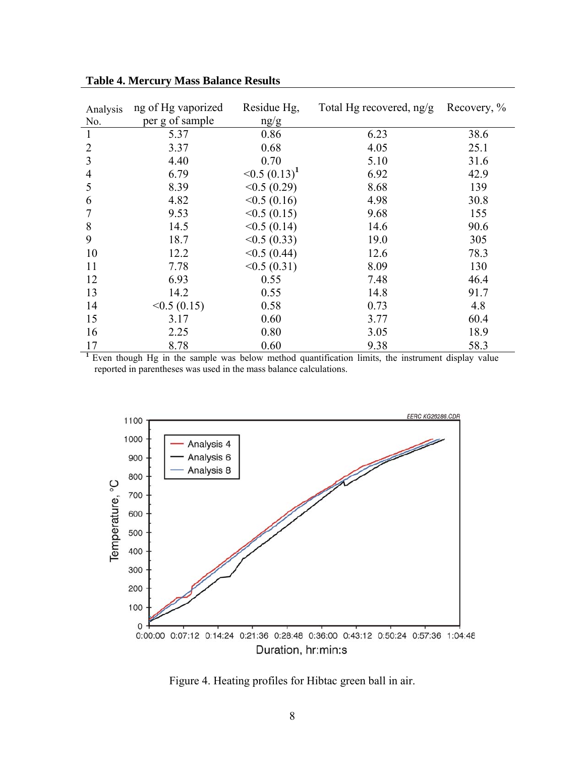**Table 4. Mercury Mass Balance Results**

| Analysis No. | ng of Hg vaporized per g of sample | Residue Hg, ng/g | Total Hg recovered, ng/g | Recovery, % |
|---|---|---|---|---|
| 1 | 5.37 | 0.86 | 6.23 | 38.6 |
| 2 | 3.37 | 0.68 | 4.05 | 25.1 |
| 3 | 4.40 | 0.70 | 5.10 | 31.6 |
| 4 | 6.79 | <0.5 (0.13)[1] | 6.92 | 42.9 |
| 5 | 8.39 | <0.5 (0.29) | 8.68 | 139 |
| 6 | 4.82 | <0.5 (0.16) | 4.98 | 30.8 |
| 7 | 9.53 | <0.5 (0.15) | 9.68 | 155 |
| 8 | 14.5 | <0.5 (0.14) | 14.6 | 90.6 |
| 9 | 18.7 | <0.5 (0.33) | 19.0 | 305 |
| 10 | 12.2 | <0.5 (0.44) | 12.6 | 78.3 |
| 11 | 7.78 | <0.5 (0.31) | 8.09 | 130 |
| 12 | 6.93 | 0.55 | 7.48 | 46.4 |
| 13 | 14.2 | 0.55 | 14.8 | 91.7 |
| 14 | <0.5 (0.15) | 0.58 | 0.73 | 4.8 |
| 15 | 3.17 | 0.60 | 3.77 | 60.4 |
| 16 | 2.25 | 0.80 | 3.05 | 18.9 |
| 17 | 8.78 | 0.60 | 9.38 | 58.3 |

[1] Even though Hg in the sample was below method quantification limits, the instrument display value reported in parentheses was used in the mass balance calculations.

Figure 4. Heating profiles for Hibtac green ball in air.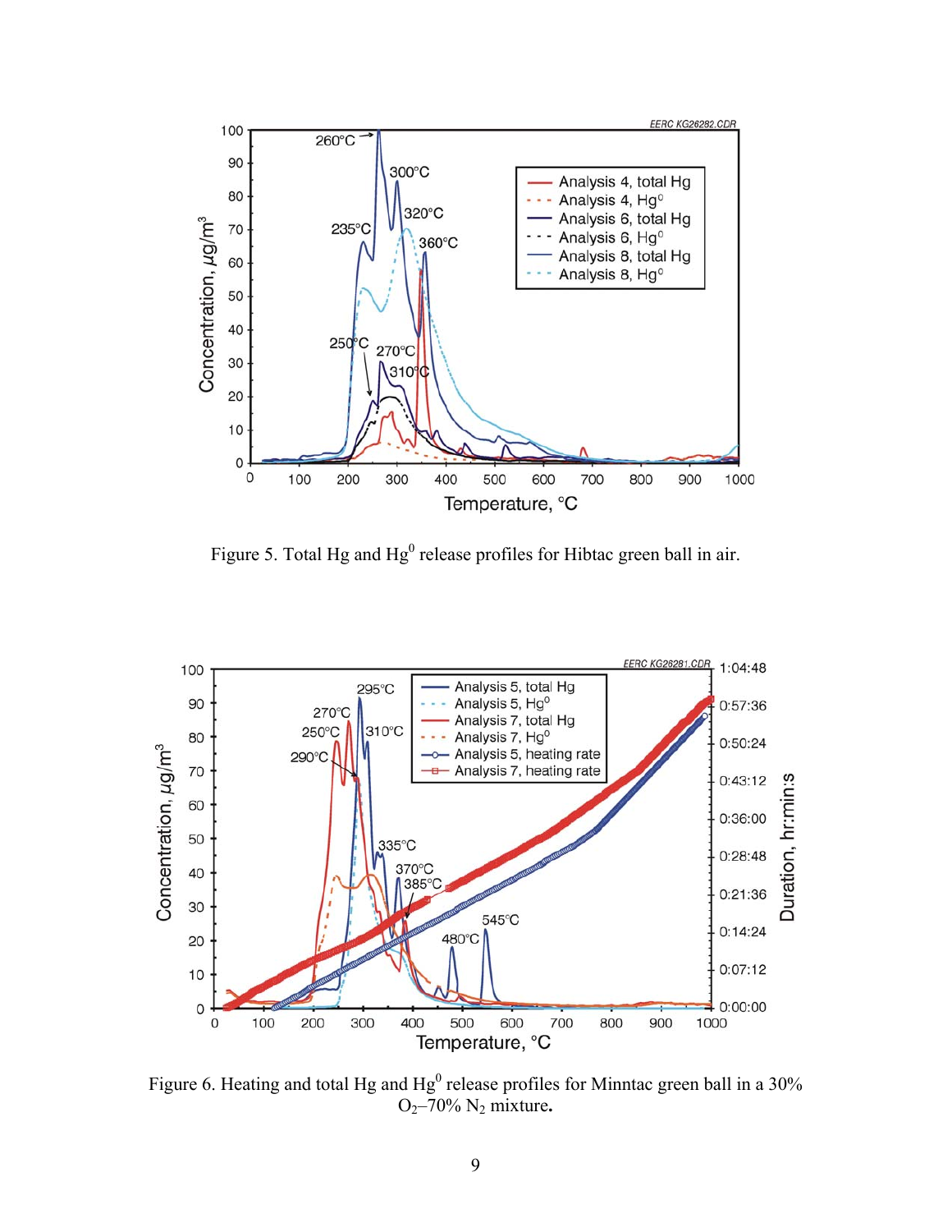Figure 5. Total Hg and $Hg^0$ release profiles for Hibtac green ball in air.

Figure 6. Heating and total Hg and $Hg^0$ release profiles for Minntac green ball in a 30% $O_2$–70% $N_2$ mixture**.**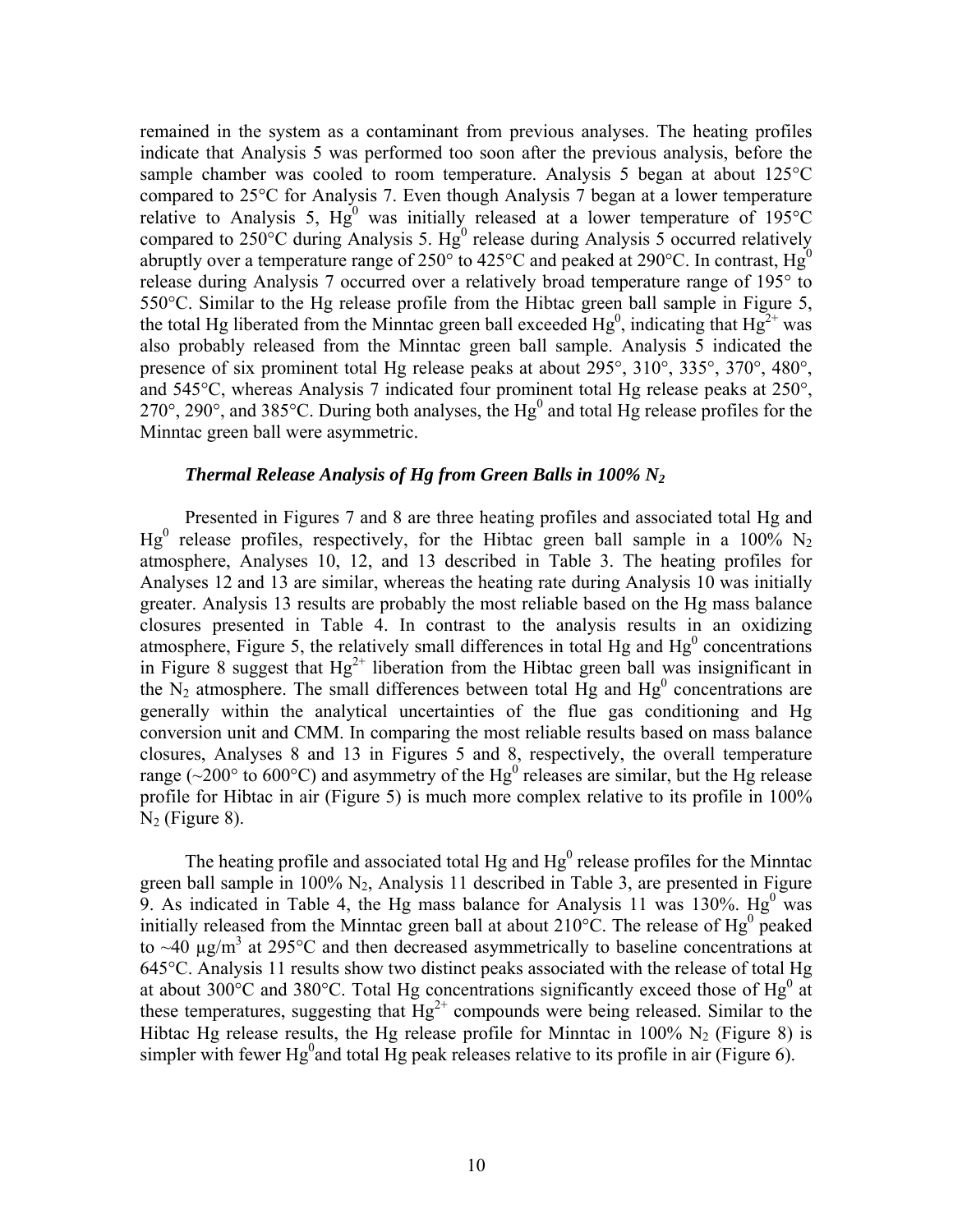remained in the system as a contaminant from previous analyses. The heating profiles indicate that Analysis 5 was performed too soon after the previous analysis, before the sample chamber was cooled to room temperature. Analysis 5 began at about 125°C compared to 25°C for Analysis 7. Even though Analysis 7 began at a lower temperature relative to Analysis 5, $Hg^0$ was initially released at a lower temperature of 195°C compared to 250°C during Analysis 5. $Hg^0$ release during Analysis 5 occurred relatively abruptly over a temperature range of 250° to 425°C and peaked at 290°C. In contrast, $Hg^0$ release during Analysis 7 occurred over a relatively broad temperature range of 195° to 550°C. Similar to the Hg release profile from the Hibtac green ball sample in Figure 5, the total Hg liberated from the Minntac green ball exceeded $Hg^0$, indicating that $Hg^{2+}$ was also probably released from the Minntac green ball sample. Analysis 5 indicated the presence of six prominent total Hg release peaks at about 295°, 310°, 335°, 370°, 480°, and 545°C, whereas Analysis 7 indicated four prominent total Hg release peaks at 250°, 270°, 290°, and 385°C. During both analyses, the $Hg^0$ and total Hg release profiles for the Minntac green ball were asymmetric.

### *Thermal Release Analysis of Hg from Green Balls in 100% $N_2$*

Presented in Figures 7 and 8 are three heating profiles and associated total Hg and $Hg^0$ release profiles, respectively, for the Hibtac green ball sample in a 100% $N_2$ atmosphere, Analyses 10, 12, and 13 described in Table 3. The heating profiles for Analyses 12 and 13 are similar, whereas the heating rate during Analysis 10 was initially greater. Analysis 13 results are probably the most reliable based on the Hg mass balance closures presented in Table 4. In contrast to the analysis results in an oxidizing atmosphere, Figure 5, the relatively small differences in total Hg and $Hg^0$ concentrations in Figure 8 suggest that $Hg^{2+}$ liberation from the Hibtac green ball was insignificant in the $N_2$ atmosphere. The small differences between total Hg and $Hg^0$ concentrations are generally within the analytical uncertainties of the flue gas conditioning and Hg conversion unit and CMM. In comparing the most reliable results based on mass balance closures, Analyses 8 and 13 in Figures 5 and 8, respectively, the overall temperature range (~200° to 600°C) and asymmetry of the $Hg^0$ releases are similar, but the Hg release profile for Hibtac in air (Figure 5) is much more complex relative to its profile in 100% $N_2$ (Figure 8).

The heating profile and associated total Hg and $Hg^0$ release profiles for the Minntac green ball sample in 100% $N_2$, Analysis 11 described in Table 3, are presented in Figure 9. As indicated in Table 4, the Hg mass balance for Analysis 11 was 130%. $Hg^0$ was initially released from the Minntac green ball at about 210°C. The release of $Hg^0$ peaked to ~40 μg/m$^3$ at 295°C and then decreased asymmetrically to baseline concentrations at 645°C. Analysis 11 results show two distinct peaks associated with the release of total Hg at about 300°C and 380°C. Total Hg concentrations significantly exceed those of $Hg^0$ at these temperatures, suggesting that $Hg^{2+}$ compounds were being released. Similar to the Hibtac Hg release results, the Hg release profile for Minntac in 100% $N_2$ (Figure 8) is simpler with fewer $Hg^0$and total Hg peak releases relative to its profile in air (Figure 6).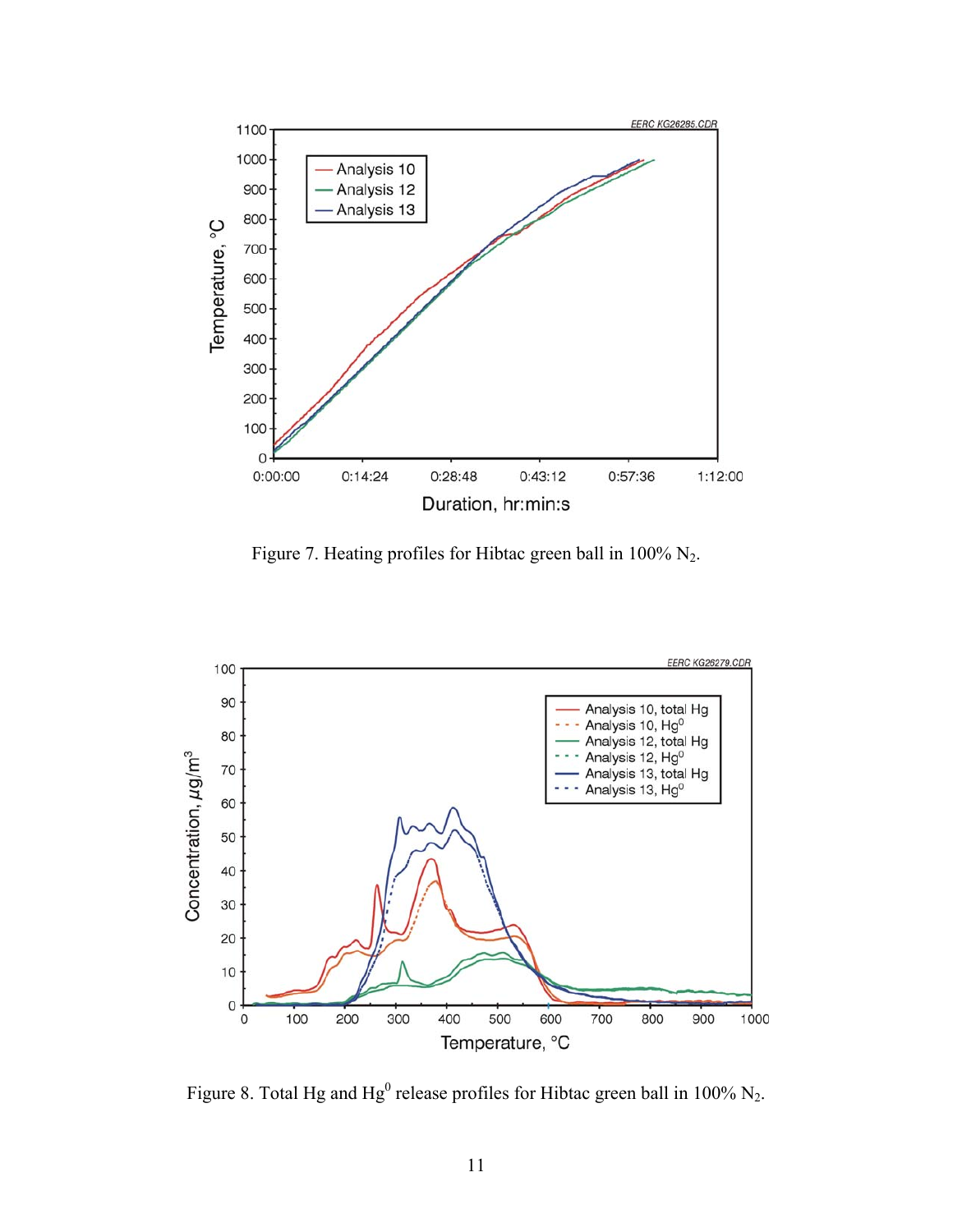Figure 7. Heating profiles for Hibtac green ball in 100% $N_2$.

Figure 8. Total Hg and $Hg^0$ release profiles for Hibtac green ball in 100% $N_2$.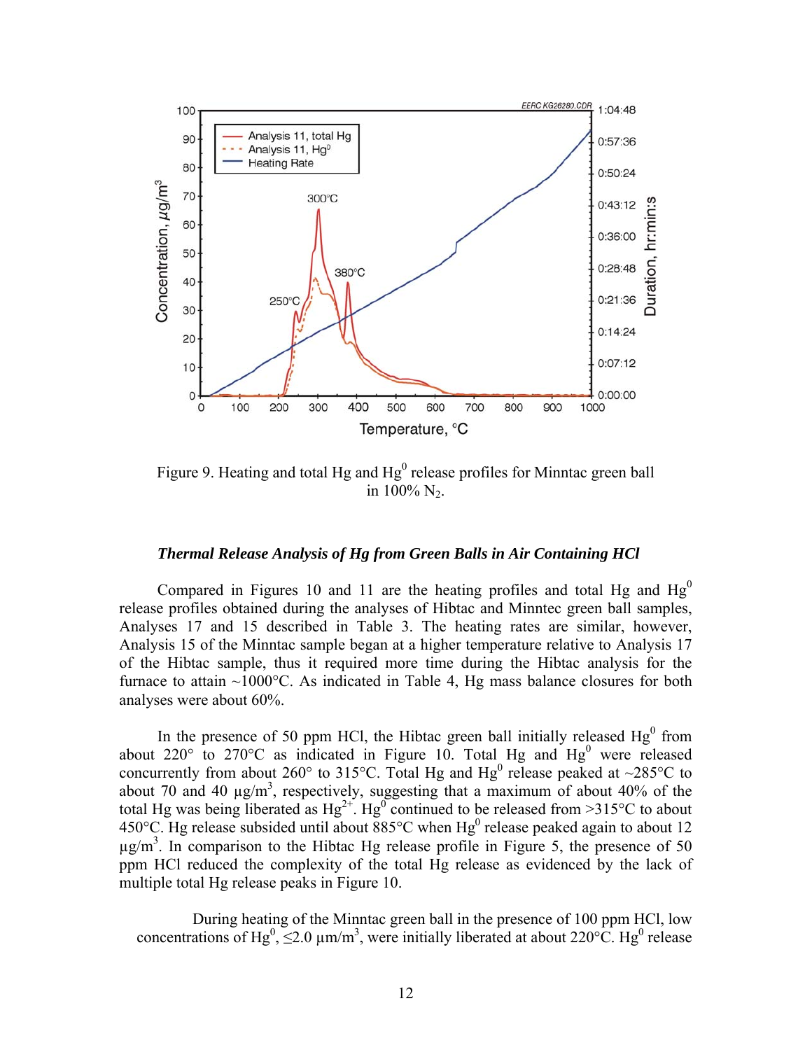Figure 9. Heating and total Hg and $Hg^0$ release profiles for Minntac green ball in 100% $N_2$.

### *Thermal Release Analysis of Hg from Green Balls in Air Containing HCl*

Compared in Figures 10 and 11 are the heating profiles and total Hg and $Hg^0$ release profiles obtained during the analyses of Hibtac and Minntec green ball samples, Analyses 17 and 15 described in Table 3. The heating rates are similar, however, Analysis 15 of the Minntac sample began at a higher temperature relative to Analysis 17 of the Hibtac sample, thus it required more time during the Hibtac analysis for the furnace to attain ~1000°C. As indicated in Table 4, Hg mass balance closures for both analyses were about 60%.

In the presence of 50 ppm HCl, the Hibtac green ball initially released $Hg^0$ from about 220° to 270°C as indicated in Figure 10. Total Hg and $Hg^0$ were released concurrently from about 260° to 315°C. Total Hg and $Hg^0$ release peaked at ~285°C to about 70 and 40 µg/m³, respectively, suggesting that a maximum of about 40% of the total Hg was being liberated as $Hg^{2+}$. $Hg^0$ continued to be released from >315°C to about 450°C. Hg release subsided until about 885°C when $Hg^0$ release peaked again to about 12 µg/m³. In comparison to the Hibtac Hg release profile in Figure 5, the presence of 50 ppm HCl reduced the complexity of the total Hg release as evidenced by the lack of multiple total Hg release peaks in Figure 10.

During heating of the Minntac green ball in the presence of 100 ppm HCl, low concentrations of $Hg^0$, ≤2.0 µm/m³, were initially liberated at about 220°C. $Hg^0$ release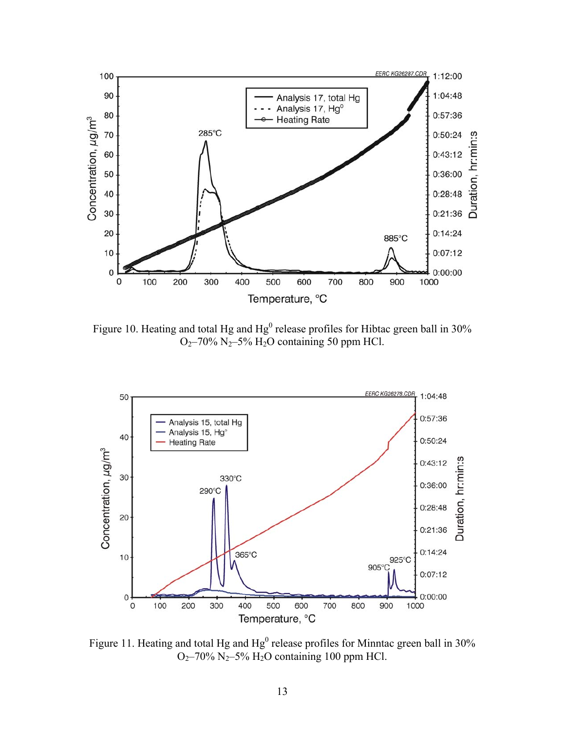Figure 10. Heating and total Hg and $Hg^0$ release profiles for Hibtac green ball in 30% $O_2$–70% $N_2$–5% $H_2O$ containing 50 ppm HCl.

Figure 11. Heating and total Hg and $Hg^0$ release profiles for Minntac green ball in 30% $O_2$–70% $N_2$–5% $H_2O$ containing 100 ppm HCl.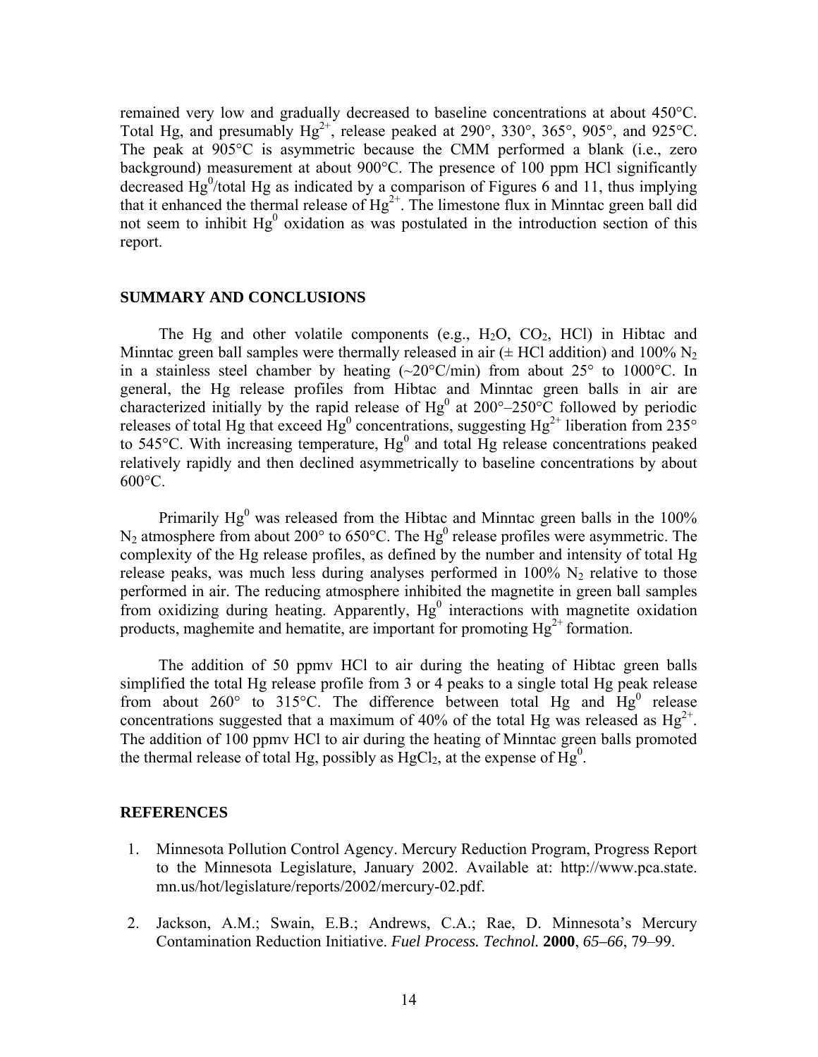remained very low and gradually decreased to baseline concentrations at about 450°C. Total Hg, and presumably $Hg^{2+}$, release peaked at 290°, 330°, 365°, 905°, and 925°C. The peak at 905°C is asymmetric because the CMM performed a blank (i.e., zero background) measurement at about 900°C. The presence of 100 ppm HCl significantly decreased $Hg^0$/total Hg as indicated by a comparison of Figures 6 and 11, thus implying that it enhanced the thermal release of $Hg^{2+}$. The limestone flux in Minntac green ball did not seem to inhibit $Hg^0$ oxidation as was postulated in the introduction section of this report.

## SUMMARY AND CONCLUSIONS

The Hg and other volatile components (e.g., $H_2O$, $CO_2$, HCl) in Hibtac and Minntac green ball samples were thermally released in air (± HCl addition) and 100% $N_2$ in a stainless steel chamber by heating (~20°C/min) from about 25° to 1000°C. In general, the Hg release profiles from Hibtac and Minntac green balls in air are characterized initially by the rapid release of $Hg^0$ at 200°–250°C followed by periodic releases of total Hg that exceed $Hg^0$ concentrations, suggesting $Hg^{2+}$ liberation from 235° to 545°C. With increasing temperature, $Hg^0$ and total Hg release concentrations peaked relatively rapidly and then declined asymmetrically to baseline concentrations by about 600°C.

Primarily $Hg^0$ was released from the Hibtac and Minntac green balls in the 100% $N_2$ atmosphere from about 200° to 650°C. The $Hg^0$ release profiles were asymmetric. The complexity of the Hg release profiles, as defined by the number and intensity of total Hg release peaks, was much less during analyses performed in 100% $N_2$ relative to those performed in air. The reducing atmosphere inhibited the magnetite in green ball samples from oxidizing during heating. Apparently, $Hg^0$ interactions with magnetite oxidation products, maghemite and hematite, are important for promoting $Hg^{2+}$ formation.

The addition of 50 ppmv HCl to air during the heating of Hibtac green balls simplified the total Hg release profile from 3 or 4 peaks to a single total Hg peak release from about 260° to 315°C. The difference between total Hg and $Hg^0$ release concentrations suggested that a maximum of 40% of the total Hg was released as $Hg^{2+}$. The addition of 100 ppmv HCl to air during the heating of Minntac green balls promoted the thermal release of total Hg, possibly as $HgCl_2$, at the expense of $Hg^0$.

## REFERENCES

1. Minnesota Pollution Control Agency. Mercury Reduction Program, Progress Report to the Minnesota Legislature, January 2002. Available at: http://www.pca.state.mn.us/hot/legislature/reports/2002/mercury-02.pdf.

2. Jackson, A.M.; Swain, E.B.; Andrews, C.A.; Rae, D. Minnesota's Mercury Contamination Reduction Initiative. *Fuel Process. Technol.* **2000**, *65–66*, 79–99.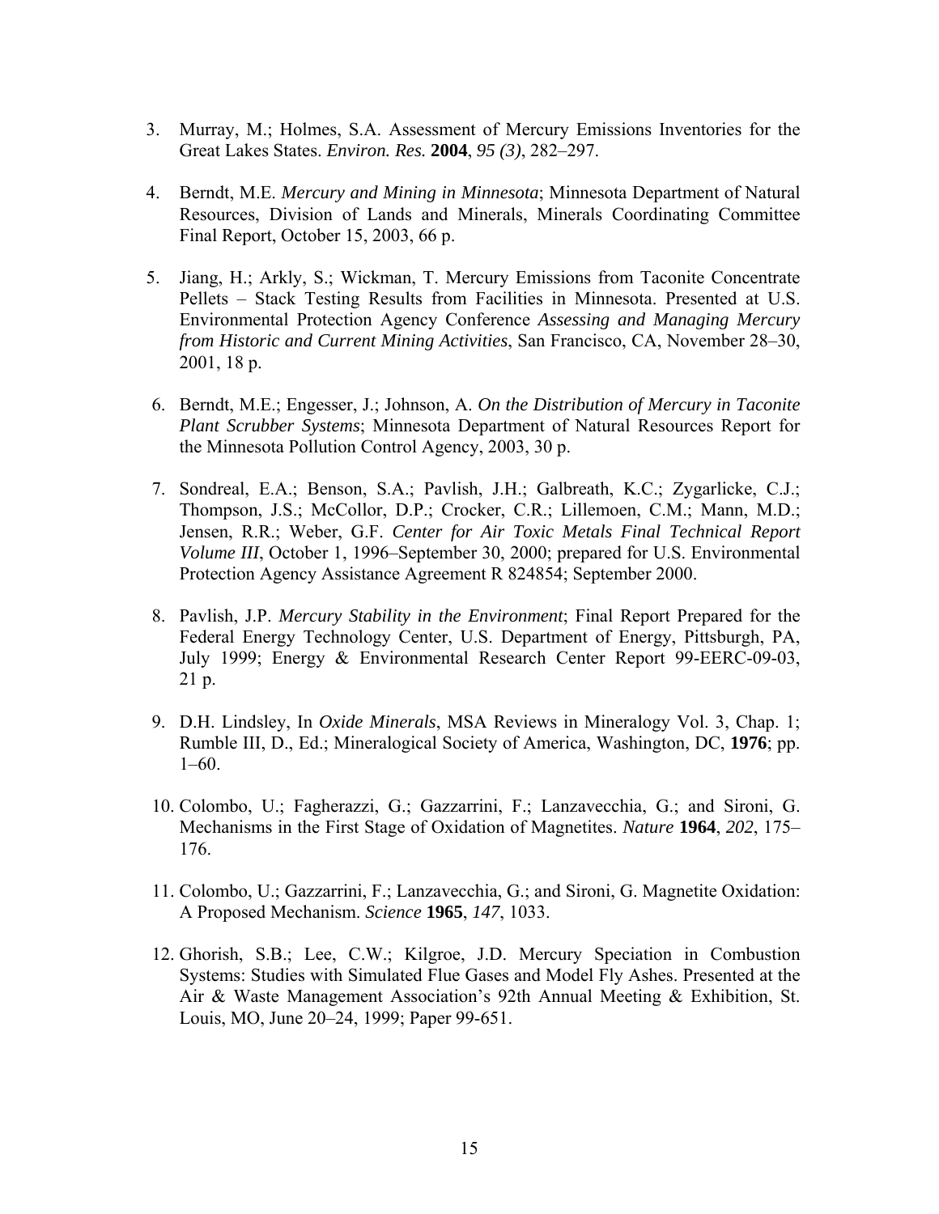3. Murray, M.; Holmes, S.A. Assessment of Mercury Emissions Inventories for the Great Lakes States. *Environ. Res.* **2004**, *95 (3)*, 282–297.

4. Berndt, M.E. *Mercury and Mining in Minnesota*; Minnesota Department of Natural Resources, Division of Lands and Minerals, Minerals Coordinating Committee Final Report, October 15, 2003, 66 p.

5. Jiang, H.; Arkly, S.; Wickman, T. Mercury Emissions from Taconite Concentrate Pellets – Stack Testing Results from Facilities in Minnesota. Presented at U.S. Environmental Protection Agency Conference *Assessing and Managing Mercury from Historic and Current Mining Activities*, San Francisco, CA, November 28–30, 2001, 18 p.

6. Berndt, M.E.; Engesser, J.; Johnson, A. *On the Distribution of Mercury in Taconite Plant Scrubber Systems*; Minnesota Department of Natural Resources Report for the Minnesota Pollution Control Agency, 2003, 30 p.

7. Sondreal, E.A.; Benson, S.A.; Pavlish, J.H.; Galbreath, K.C.; Zygarlicke, C.J.; Thompson, J.S.; McCollor, D.P.; Crocker, C.R.; Lillemoen, C.M.; Mann, M.D.; Jensen, R.R.; Weber, G.F. *Center for Air Toxic Metals Final Technical Report Volume III*, October 1, 1996–September 30, 2000; prepared for U.S. Environmental Protection Agency Assistance Agreement R 824854; September 2000.

8. Pavlish, J.P. *Mercury Stability in the Environment*; Final Report Prepared for the Federal Energy Technology Center, U.S. Department of Energy, Pittsburgh, PA, July 1999; Energy & Environmental Research Center Report 99-EERC-09-03, 21 p.

9. D.H. Lindsley, In *Oxide Minerals*, MSA Reviews in Mineralogy Vol. 3, Chap. 1; Rumble III, D., Ed.; Mineralogical Society of America, Washington, DC, **1976**; pp. 1–60.

10. Colombo, U.; Fagherazzi, G.; Gazzarrini, F.; Lanzavecchia, G.; and Sironi, G. Mechanisms in the First Stage of Oxidation of Magnetites. *Nature* **1964**, *202*, 175–176.

11. Colombo, U.; Gazzarrini, F.; Lanzavecchia, G.; and Sironi, G. Magnetite Oxidation: A Proposed Mechanism. *Science* **1965**, *147*, 1033.

12. Ghorish, S.B.; Lee, C.W.; Kilgroe, J.D. Mercury Speciation in Combustion Systems: Studies with Simulated Flue Gases and Model Fly Ashes. Presented at the Air & Waste Management Association's 92th Annual Meeting & Exhibition, St. Louis, MO, June 20–24, 1999; Paper 99-651.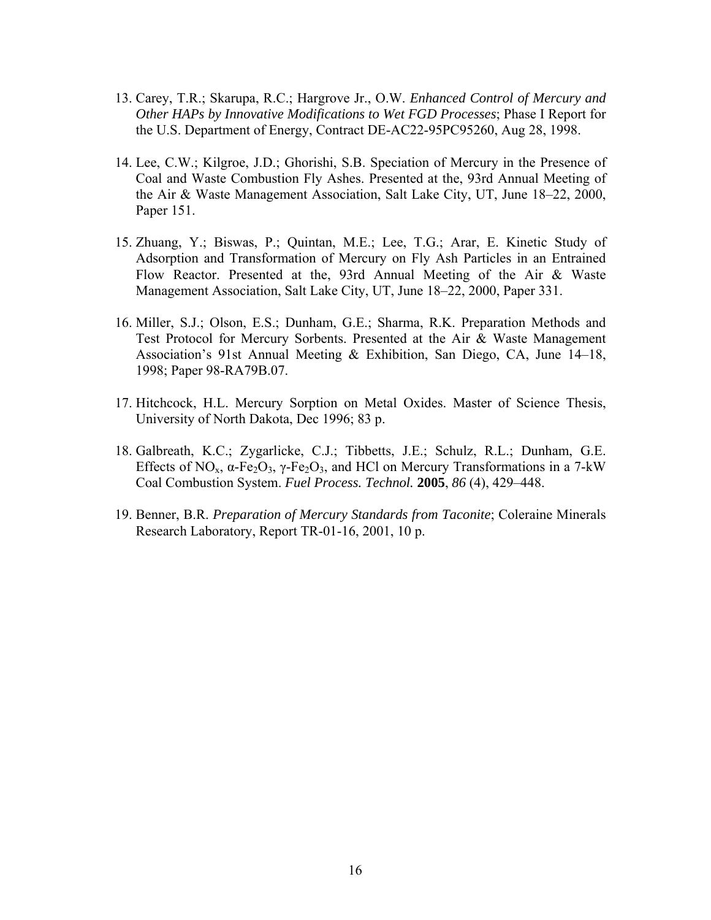13. Carey, T.R.; Skarupa, R.C.; Hargrove Jr., O.W. *Enhanced Control of Mercury and Other HAPs by Innovative Modifications to Wet FGD Processes*; Phase I Report for the U.S. Department of Energy, Contract DE-AC22-95PC95260, Aug 28, 1998.

14. Lee, C.W.; Kilgroe, J.D.; Ghorishi, S.B. Speciation of Mercury in the Presence of Coal and Waste Combustion Fly Ashes. Presented at the, 93rd Annual Meeting of the Air & Waste Management Association, Salt Lake City, UT, June 18–22, 2000, Paper 151.

15. Zhuang, Y.; Biswas, P.; Quintan, M.E.; Lee, T.G.; Arar, E. Kinetic Study of Adsorption and Transformation of Mercury on Fly Ash Particles in an Entrained Flow Reactor. Presented at the, 93rd Annual Meeting of the Air & Waste Management Association, Salt Lake City, UT, June 18–22, 2000, Paper 331.

16. Miller, S.J.; Olson, E.S.; Dunham, G.E.; Sharma, R.K. Preparation Methods and Test Protocol for Mercury Sorbents. Presented at the Air & Waste Management Association's 91st Annual Meeting & Exhibition, San Diego, CA, June 14–18, 1998; Paper 98-RA79B.07.

17. Hitchcock, H.L. Mercury Sorption on Metal Oxides. Master of Science Thesis, University of North Dakota, Dec 1996; 83 p.

18. Galbreath, K.C.; Zygarlicke, C.J.; Tibbetts, J.E.; Schulz, R.L.; Dunham, G.E. Effects of $NO_x$, $\alpha$-$Fe_2O_3$, $\gamma$-$Fe_2O_3$, and HCl on Mercury Transformations in a 7-kW Coal Combustion System. *Fuel Process. Technol.* **2005**, *86* (4), 429–448.

19. Benner, B.R. *Preparation of Mercury Standards from Taconite*; Coleraine Minerals Research Laboratory, Report TR-01-16, 2001, 10 p.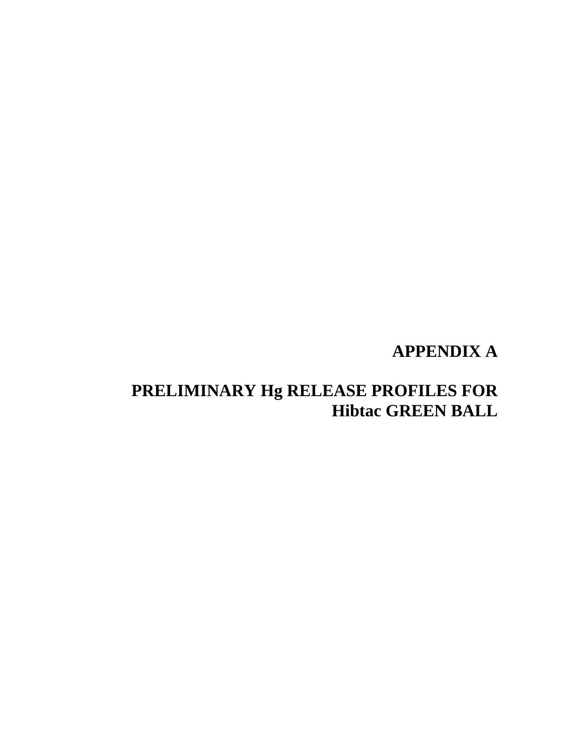# APPENDIX A

# PRELIMINARY Hg RELEASE PROFILES FOR Hibtac GREEN BALL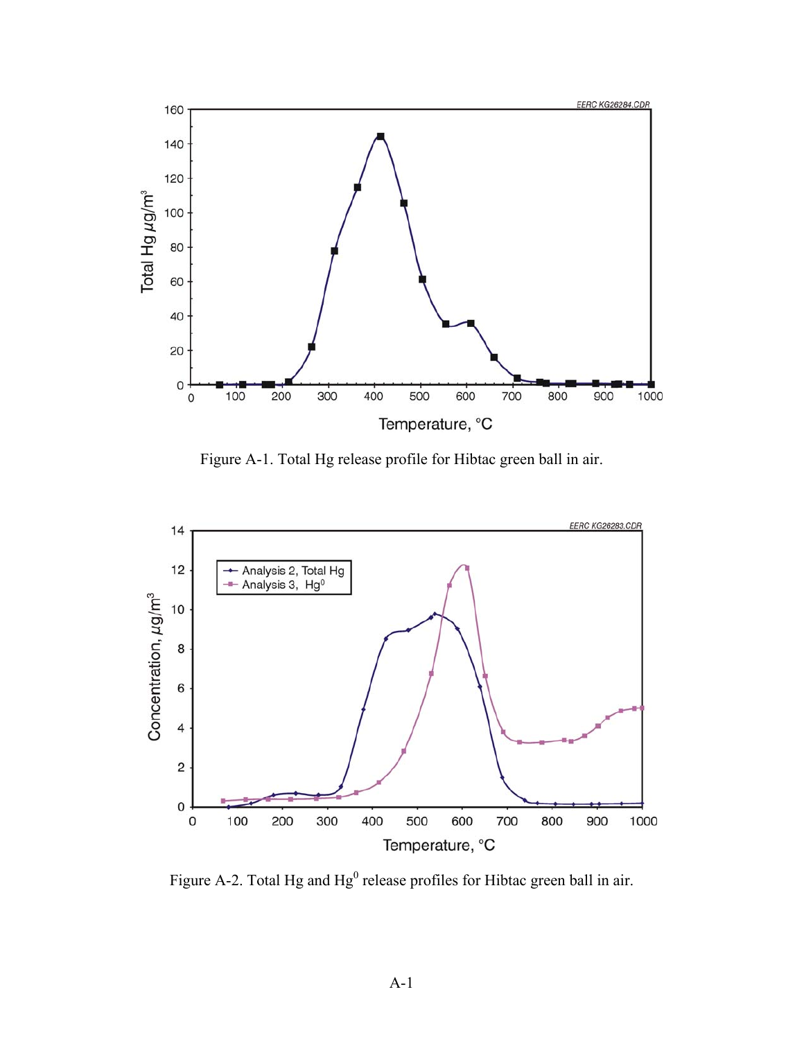EERC KG26284.CDR

Total Hg µg/m³

160
140
120
100
80
60
40
20
0

0 100 200 300 400 500 600 700 800 900 1000

Temperature, °C

Figure A-1. Total Hg release profile for Hibtac green ball in air.

EERC KG26283.CDR

Analysis 2, Total Hg

Analysis 3, $Hg^0$

Concentration, µg/m³

14
12
10
8
6
4
2
0

0 100 200 300 400 500 600 700 800 900 1000

Temperature, °C

Figure A-2. Total Hg and $Hg^0$ release profiles for Hibtac green ball in air.